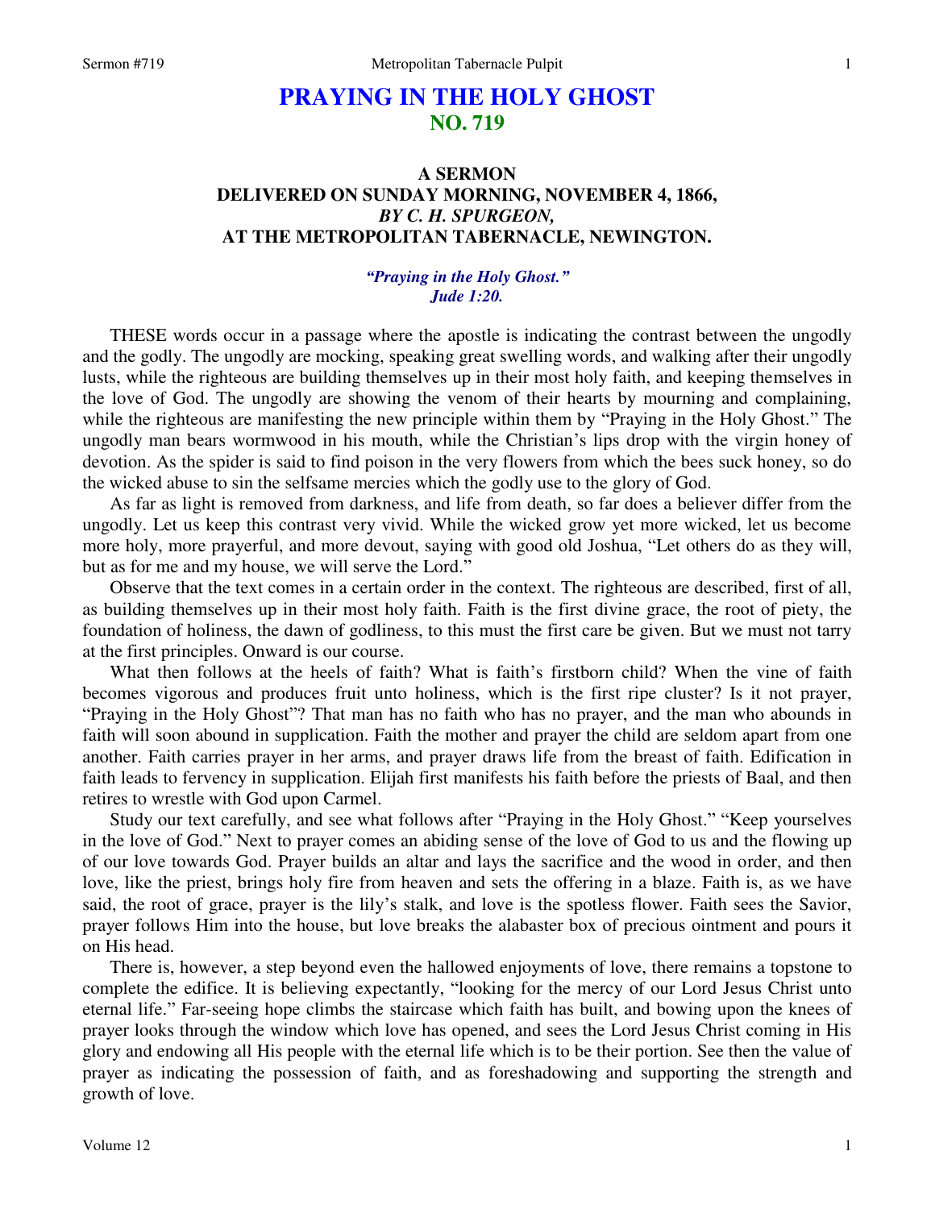# PRAYING IN THE HOLY GHOST
## NO. 719

### A SERMON
### DELIVERED ON SUNDAY MORNING, NOVEMBER 4, 1866,
### *BY C. H. SPURGEON,*
### AT THE METROPOLITAN TABERNACLE, NEWINGTON.

***"Praying in the Holy Ghost."***
***Jude 1:20.***

THESE words occur in a passage where the apostle is indicating the contrast between the ungodly and the godly. The ungodly are mocking, speaking great swelling words, and walking after their ungodly lusts, while the righteous are building themselves up in their most holy faith, and keeping themselves in the love of God. The ungodly are showing the venom of their hearts by mourning and complaining, while the righteous are manifesting the new principle within them by "Praying in the Holy Ghost." The ungodly man bears wormwood in his mouth, while the Christian's lips drop with the virgin honey of devotion. As the spider is said to find poison in the very flowers from which the bees suck honey, so do the wicked abuse to sin the selfsame mercies which the godly use to the glory of God.

As far as light is removed from darkness, and life from death, so far does a believer differ from the ungodly. Let us keep this contrast very vivid. While the wicked grow yet more wicked, let us become more holy, more prayerful, and more devout, saying with good old Joshua, "Let others do as they will, but as for me and my house, we will serve the Lord."

Observe that the text comes in a certain order in the context. The righteous are described, first of all, as building themselves up in their most holy faith. Faith is the first divine grace, the root of piety, the foundation of holiness, the dawn of godliness, to this must the first care be given. But we must not tarry at the first principles. Onward is our course.

What then follows at the heels of faith? What is faith's firstborn child? When the vine of faith becomes vigorous and produces fruit unto holiness, which is the first ripe cluster? Is it not prayer, "Praying in the Holy Ghost"? That man has no faith who has no prayer, and the man who abounds in faith will soon abound in supplication. Faith the mother and prayer the child are seldom apart from one another. Faith carries prayer in her arms, and prayer draws life from the breast of faith. Edification in faith leads to fervency in supplication. Elijah first manifests his faith before the priests of Baal, and then retires to wrestle with God upon Carmel.

Study our text carefully, and see what follows after "Praying in the Holy Ghost." "Keep yourselves in the love of God." Next to prayer comes an abiding sense of the love of God to us and the flowing up of our love towards God. Prayer builds an altar and lays the sacrifice and the wood in order, and then love, like the priest, brings holy fire from heaven and sets the offering in a blaze. Faith is, as we have said, the root of grace, prayer is the lily's stalk, and love is the spotless flower. Faith sees the Savior, prayer follows Him into the house, but love breaks the alabaster box of precious ointment and pours it on His head.

There is, however, a step beyond even the hallowed enjoyments of love, there remains a topstone to complete the edifice. It is believing expectantly, "looking for the mercy of our Lord Jesus Christ unto eternal life." Far-seeing hope climbs the staircase which faith has built, and bowing upon the knees of prayer looks through the window which love has opened, and sees the Lord Jesus Christ coming in His glory and endowing all His people with the eternal life which is to be their portion. See then the value of prayer as indicating the possession of faith, and as foreshadowing and supporting the strength and growth of love.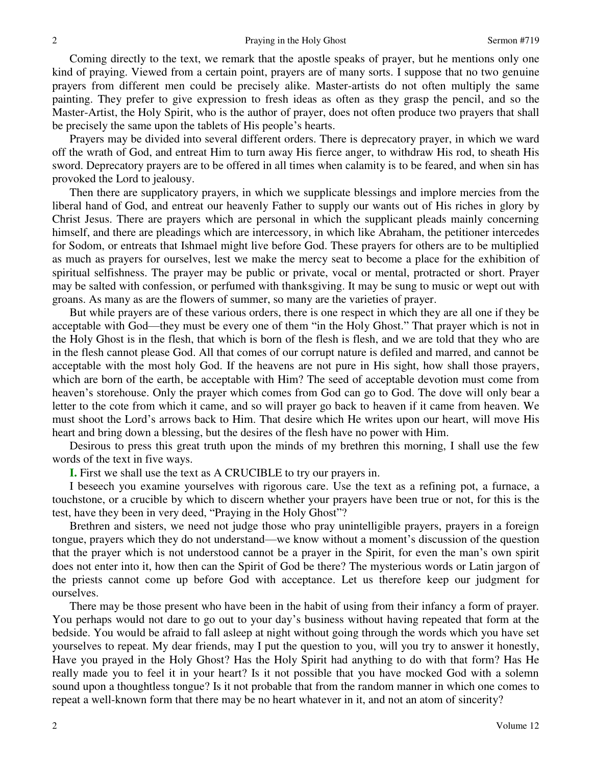Coming directly to the text, we remark that the apostle speaks of prayer, but he mentions only one kind of praying. Viewed from a certain point, prayers are of many sorts. I suppose that no two genuine prayers from different men could be precisely alike. Master-artists do not often multiply the same painting. They prefer to give expression to fresh ideas as often as they grasp the pencil, and so the Master-Artist, the Holy Spirit, who is the author of prayer, does not often produce two prayers that shall be precisely the same upon the tablets of His people's hearts.

Prayers may be divided into several different orders. There is deprecatory prayer, in which we ward off the wrath of God, and entreat Him to turn away His fierce anger, to withdraw His rod, to sheath His sword. Deprecatory prayers are to be offered in all times when calamity is to be feared, and when sin has provoked the Lord to jealousy.

Then there are supplicatory prayers, in which we supplicate blessings and implore mercies from the liberal hand of God, and entreat our heavenly Father to supply our wants out of His riches in glory by Christ Jesus. There are prayers which are personal in which the supplicant pleads mainly concerning himself, and there are pleadings which are intercessory, in which like Abraham, the petitioner intercedes for Sodom, or entreats that Ishmael might live before God. These prayers for others are to be multiplied as much as prayers for ourselves, lest we make the mercy seat to become a place for the exhibition of spiritual selfishness. The prayer may be public or private, vocal or mental, protracted or short. Prayer may be salted with confession, or perfumed with thanksgiving. It may be sung to music or wept out with groans. As many as are the flowers of summer, so many are the varieties of prayer.

But while prayers are of these various orders, there is one respect in which they are all one if they be acceptable with God—they must be every one of them "in the Holy Ghost." That prayer which is not in the Holy Ghost is in the flesh, that which is born of the flesh is flesh, and we are told that they who are in the flesh cannot please God. All that comes of our corrupt nature is defiled and marred, and cannot be acceptable with the most holy God. If the heavens are not pure in His sight, how shall those prayers, which are born of the earth, be acceptable with Him? The seed of acceptable devotion must come from heaven's storehouse. Only the prayer which comes from God can go to God. The dove will only bear a letter to the cote from which it came, and so will prayer go back to heaven if it came from heaven. We must shoot the Lord's arrows back to Him. That desire which He writes upon our heart, will move His heart and bring down a blessing, but the desires of the flesh have no power with Him.

Desirous to press this great truth upon the minds of my brethren this morning, I shall use the few words of the text in five ways.

**I.** First we shall use the text as A CRUCIBLE to try our prayers in.

I beseech you examine yourselves with rigorous care. Use the text as a refining pot, a furnace, a touchstone, or a crucible by which to discern whether your prayers have been true or not, for this is the test, have they been in very deed, "Praying in the Holy Ghost"?

Brethren and sisters, we need not judge those who pray unintelligible prayers, prayers in a foreign tongue, prayers which they do not understand—we know without a moment's discussion of the question that the prayer which is not understood cannot be a prayer in the Spirit, for even the man's own spirit does not enter into it, how then can the Spirit of God be there? The mysterious words or Latin jargon of the priests cannot come up before God with acceptance. Let us therefore keep our judgment for ourselves.

There may be those present who have been in the habit of using from their infancy a form of prayer. You perhaps would not dare to go out to your day's business without having repeated that form at the bedside. You would be afraid to fall asleep at night without going through the words which you have set yourselves to repeat. My dear friends, may I put the question to you, will you try to answer it honestly, Have you prayed in the Holy Ghost? Has the Holy Spirit had anything to do with that form? Has He really made you to feel it in your heart? Is it not possible that you have mocked God with a solemn sound upon a thoughtless tongue? Is it not probable that from the random manner in which one comes to repeat a well-known form that there may be no heart whatever in it, and not an atom of sincerity?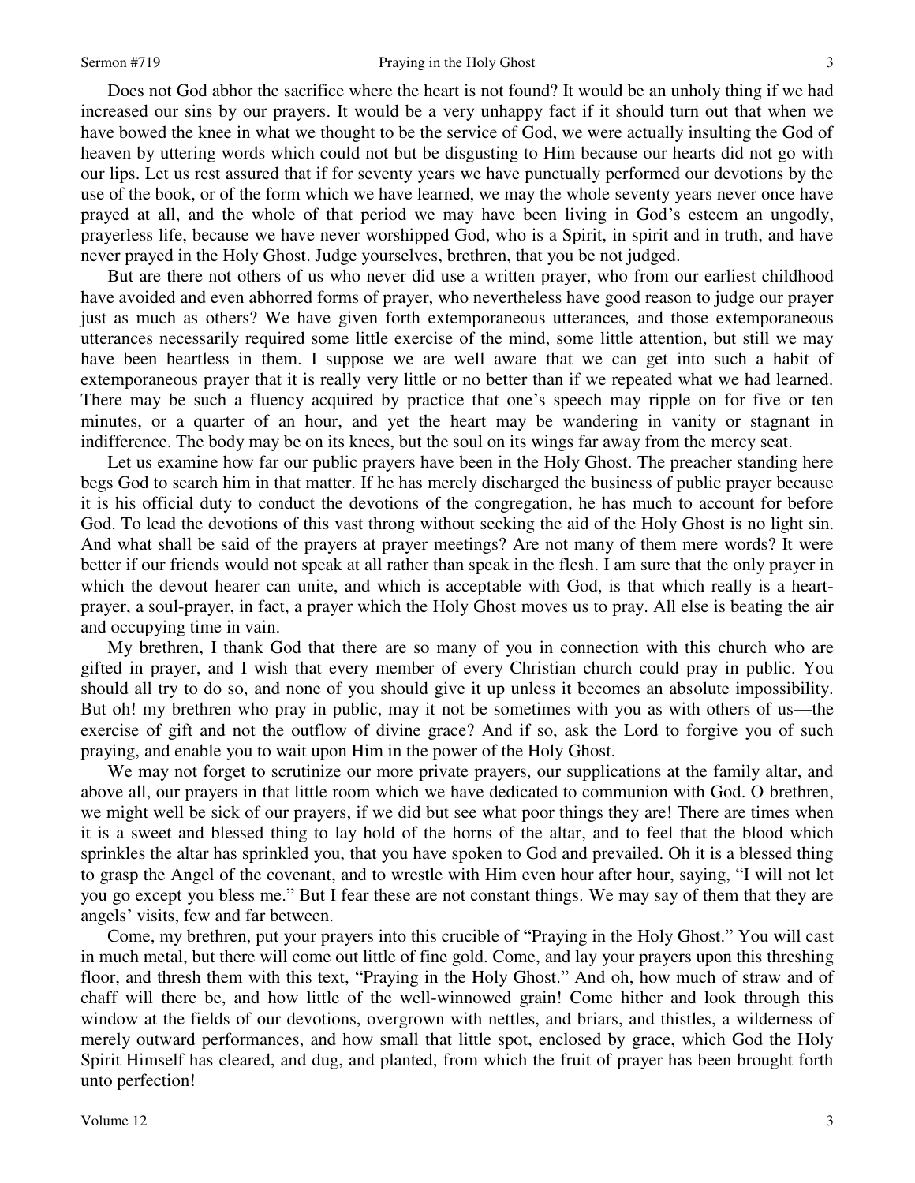Does not God abhor the sacrifice where the heart is not found? It would be an unholy thing if we had increased our sins by our prayers. It would be a very unhappy fact if it should turn out that when we have bowed the knee in what we thought to be the service of God, we were actually insulting the God of heaven by uttering words which could not but be disgusting to Him because our hearts did not go with our lips. Let us rest assured that if for seventy years we have punctually performed our devotions by the use of the book, or of the form which we have learned, we may the whole seventy years never once have prayed at all, and the whole of that period we may have been living in God's esteem an ungodly, prayerless life, because we have never worshipped God, who is a Spirit, in spirit and in truth, and have never prayed in the Holy Ghost. Judge yourselves, brethren, that you be not judged.

But are there not others of us who never did use a written prayer, who from our earliest childhood have avoided and even abhorred forms of prayer, who nevertheless have good reason to judge our prayer just as much as others? We have given forth extemporaneous utterances*,* and those extemporaneous utterances necessarily required some little exercise of the mind, some little attention, but still we may have been heartless in them. I suppose we are well aware that we can get into such a habit of extemporaneous prayer that it is really very little or no better than if we repeated what we had learned. There may be such a fluency acquired by practice that one's speech may ripple on for five or ten minutes, or a quarter of an hour, and yet the heart may be wandering in vanity or stagnant in indifference. The body may be on its knees, but the soul on its wings far away from the mercy seat.

Let us examine how far our public prayers have been in the Holy Ghost. The preacher standing here begs God to search him in that matter. If he has merely discharged the business of public prayer because it is his official duty to conduct the devotions of the congregation, he has much to account for before God. To lead the devotions of this vast throng without seeking the aid of the Holy Ghost is no light sin. And what shall be said of the prayers at prayer meetings? Are not many of them mere words? It were better if our friends would not speak at all rather than speak in the flesh. I am sure that the only prayer in which the devout hearer can unite, and which is acceptable with God, is that which really is a heart-prayer, a soul-prayer, in fact, a prayer which the Holy Ghost moves us to pray. All else is beating the air and occupying time in vain.

My brethren, I thank God that there are so many of you in connection with this church who are gifted in prayer, and I wish that every member of every Christian church could pray in public. You should all try to do so, and none of you should give it up unless it becomes an absolute impossibility. But oh! my brethren who pray in public, may it not be sometimes with you as with others of us—the exercise of gift and not the outflow of divine grace? And if so, ask the Lord to forgive you of such praying, and enable you to wait upon Him in the power of the Holy Ghost.

We may not forget to scrutinize our more private prayers, our supplications at the family altar, and above all, our prayers in that little room which we have dedicated to communion with God. O brethren, we might well be sick of our prayers, if we did but see what poor things they are! There are times when it is a sweet and blessed thing to lay hold of the horns of the altar, and to feel that the blood which sprinkles the altar has sprinkled you, that you have spoken to God and prevailed. Oh it is a blessed thing to grasp the Angel of the covenant, and to wrestle with Him even hour after hour, saying, "I will not let you go except you bless me." But I fear these are not constant things. We may say of them that they are angels' visits, few and far between.

Come, my brethren, put your prayers into this crucible of "Praying in the Holy Ghost." You will cast in much metal, but there will come out little of fine gold. Come, and lay your prayers upon this threshing floor, and thresh them with this text, "Praying in the Holy Ghost." And oh, how much of straw and of chaff will there be, and how little of the well-winnowed grain! Come hither and look through this window at the fields of our devotions, overgrown with nettles, and briars, and thistles, a wilderness of merely outward performances, and how small that little spot, enclosed by grace, which God the Holy Spirit Himself has cleared, and dug, and planted, from which the fruit of prayer has been brought forth unto perfection!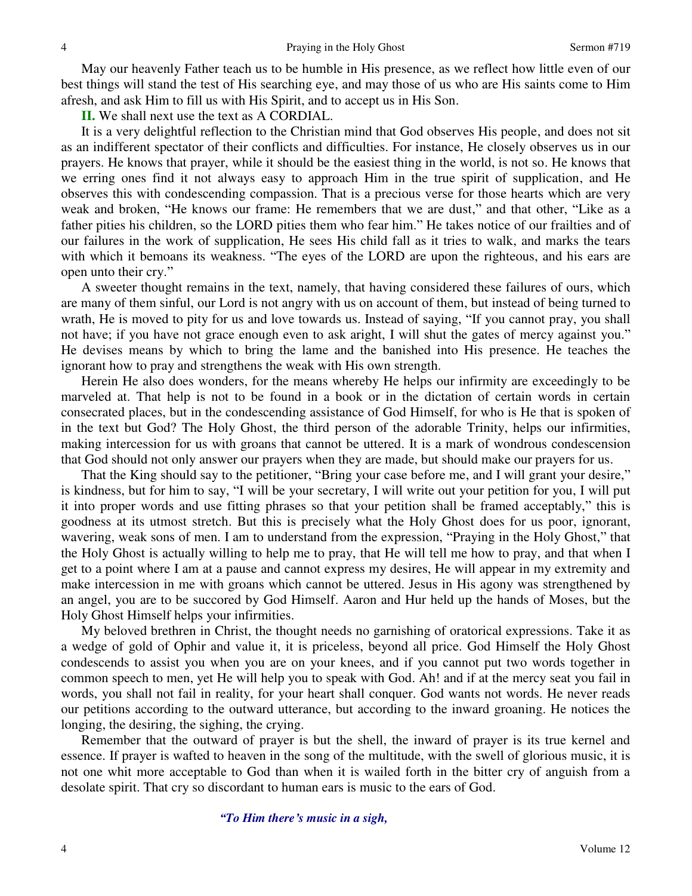May our heavenly Father teach us to be humble in His presence, as we reflect how little even of our best things will stand the test of His searching eye, and may those of us who are His saints come to Him afresh, and ask Him to fill us with His Spirit, and to accept us in His Son.

**II.** We shall next use the text as A CORDIAL.

It is a very delightful reflection to the Christian mind that God observes His people, and does not sit as an indifferent spectator of their conflicts and difficulties. For instance, He closely observes us in our prayers. He knows that prayer, while it should be the easiest thing in the world, is not so. He knows that we erring ones find it not always easy to approach Him in the true spirit of supplication, and He observes this with condescending compassion. That is a precious verse for those hearts which are very weak and broken, "He knows our frame: He remembers that we are dust," and that other, "Like as a father pities his children, so the LORD pities them who fear him." He takes notice of our frailties and of our failures in the work of supplication, He sees His child fall as it tries to walk, and marks the tears with which it bemoans its weakness. "The eyes of the LORD are upon the righteous, and his ears are open unto their cry."

A sweeter thought remains in the text, namely, that having considered these failures of ours, which are many of them sinful, our Lord is not angry with us on account of them, but instead of being turned to wrath, He is moved to pity for us and love towards us. Instead of saying, "If you cannot pray, you shall not have; if you have not grace enough even to ask aright, I will shut the gates of mercy against you." He devises means by which to bring the lame and the banished into His presence. He teaches the ignorant how to pray and strengthens the weak with His own strength.

Herein He also does wonders, for the means whereby He helps our infirmity are exceedingly to be marveled at. That help is not to be found in a book or in the dictation of certain words in certain consecrated places, but in the condescending assistance of God Himself, for who is He that is spoken of in the text but God? The Holy Ghost, the third person of the adorable Trinity, helps our infirmities, making intercession for us with groans that cannot be uttered. It is a mark of wondrous condescension that God should not only answer our prayers when they are made, but should make our prayers for us.

That the King should say to the petitioner, "Bring your case before me, and I will grant your desire," is kindness, but for him to say, "I will be your secretary, I will write out your petition for you, I will put it into proper words and use fitting phrases so that your petition shall be framed acceptably," this is goodness at its utmost stretch. But this is precisely what the Holy Ghost does for us poor, ignorant, wavering, weak sons of men. I am to understand from the expression, "Praying in the Holy Ghost," that the Holy Ghost is actually willing to help me to pray, that He will tell me how to pray, and that when I get to a point where I am at a pause and cannot express my desires, He will appear in my extremity and make intercession in me with groans which cannot be uttered. Jesus in His agony was strengthened by an angel, you are to be succored by God Himself. Aaron and Hur held up the hands of Moses, but the Holy Ghost Himself helps your infirmities.

My beloved brethren in Christ, the thought needs no garnishing of oratorical expressions. Take it as a wedge of gold of Ophir and value it, it is priceless, beyond all price. God Himself the Holy Ghost condescends to assist you when you are on your knees, and if you cannot put two words together in common speech to men, yet He will help you to speak with God. Ah! and if at the mercy seat you fail in words, you shall not fail in reality, for your heart shall conquer. God wants not words. He never reads our petitions according to the outward utterance, but according to the inward groaning. He notices the longing, the desiring, the sighing, the crying.

Remember that the outward of prayer is but the shell, the inward of prayer is its true kernel and essence. If prayer is wafted to heaven in the song of the multitude, with the swell of glorious music, it is not one whit more acceptable to God than when it is wailed forth in the bitter cry of anguish from a desolate spirit. That cry so discordant to human ears is music to the ears of God.

*"To Him there's music in a sigh,*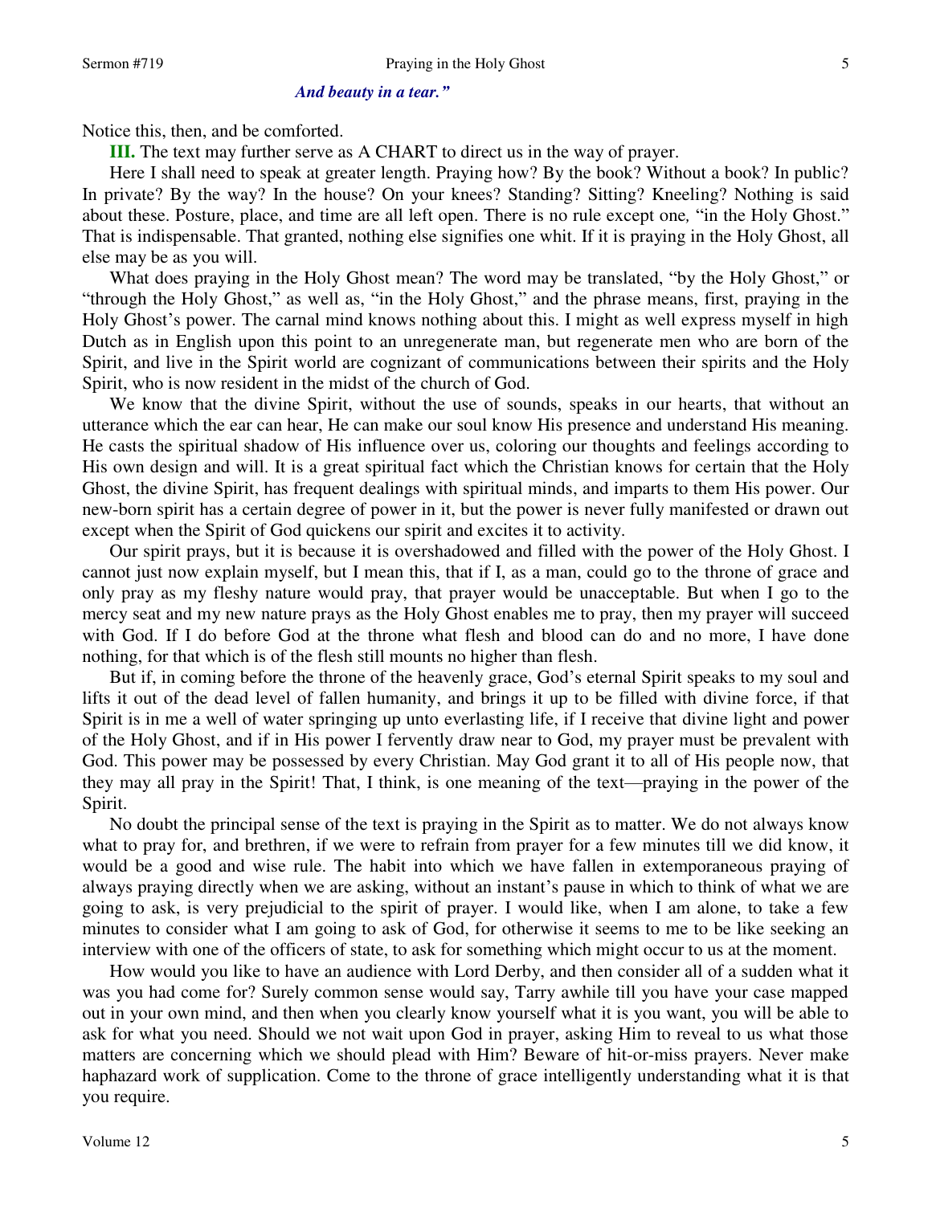*And beauty in a tear."*

Notice this, then, and be comforted.

**III.** The text may further serve as A CHART to direct us in the way of prayer.

Here I shall need to speak at greater length. Praying how? By the book? Without a book? In public? In private? By the way? In the house? On your knees? Standing? Sitting? Kneeling? Nothing is said about these. Posture, place, and time are all left open. There is no rule except one, "in the Holy Ghost." That is indispensable. That granted, nothing else signifies one whit. If it is praying in the Holy Ghost, all else may be as you will.

What does praying in the Holy Ghost mean? The word may be translated, "by the Holy Ghost," or "through the Holy Ghost," as well as, "in the Holy Ghost," and the phrase means, first, praying in the Holy Ghost's power. The carnal mind knows nothing about this. I might as well express myself in high Dutch as in English upon this point to an unregenerate man, but regenerate men who are born of the Spirit, and live in the Spirit world are cognizant of communications between their spirits and the Holy Spirit, who is now resident in the midst of the church of God.

We know that the divine Spirit, without the use of sounds, speaks in our hearts, that without an utterance which the ear can hear, He can make our soul know His presence and understand His meaning. He casts the spiritual shadow of His influence over us, coloring our thoughts and feelings according to His own design and will. It is a great spiritual fact which the Christian knows for certain that the Holy Ghost, the divine Spirit, has frequent dealings with spiritual minds, and imparts to them His power. Our new-born spirit has a certain degree of power in it, but the power is never fully manifested or drawn out except when the Spirit of God quickens our spirit and excites it to activity.

Our spirit prays, but it is because it is overshadowed and filled with the power of the Holy Ghost. I cannot just now explain myself, but I mean this, that if I, as a man, could go to the throne of grace and only pray as my fleshy nature would pray, that prayer would be unacceptable. But when I go to the mercy seat and my new nature prays as the Holy Ghost enables me to pray, then my prayer will succeed with God. If I do before God at the throne what flesh and blood can do and no more, I have done nothing, for that which is of the flesh still mounts no higher than flesh.

But if, in coming before the throne of the heavenly grace, God's eternal Spirit speaks to my soul and lifts it out of the dead level of fallen humanity, and brings it up to be filled with divine force, if that Spirit is in me a well of water springing up unto everlasting life, if I receive that divine light and power of the Holy Ghost, and if in His power I fervently draw near to God, my prayer must be prevalent with God. This power may be possessed by every Christian. May God grant it to all of His people now, that they may all pray in the Spirit! That, I think, is one meaning of the text—praying in the power of the Spirit.

No doubt the principal sense of the text is praying in the Spirit as to matter. We do not always know what to pray for, and brethren, if we were to refrain from prayer for a few minutes till we did know, it would be a good and wise rule. The habit into which we have fallen in extemporaneous praying of always praying directly when we are asking, without an instant's pause in which to think of what we are going to ask, is very prejudicial to the spirit of prayer. I would like, when I am alone, to take a few minutes to consider what I am going to ask of God, for otherwise it seems to me to be like seeking an interview with one of the officers of state, to ask for something which might occur to us at the moment.

How would you like to have an audience with Lord Derby, and then consider all of a sudden what it was you had come for? Surely common sense would say, Tarry awhile till you have your case mapped out in your own mind, and then when you clearly know yourself what it is you want, you will be able to ask for what you need. Should we not wait upon God in prayer, asking Him to reveal to us what those matters are concerning which we should plead with Him? Beware of hit-or-miss prayers. Never make haphazard work of supplication. Come to the throne of grace intelligently understanding what it is that you require.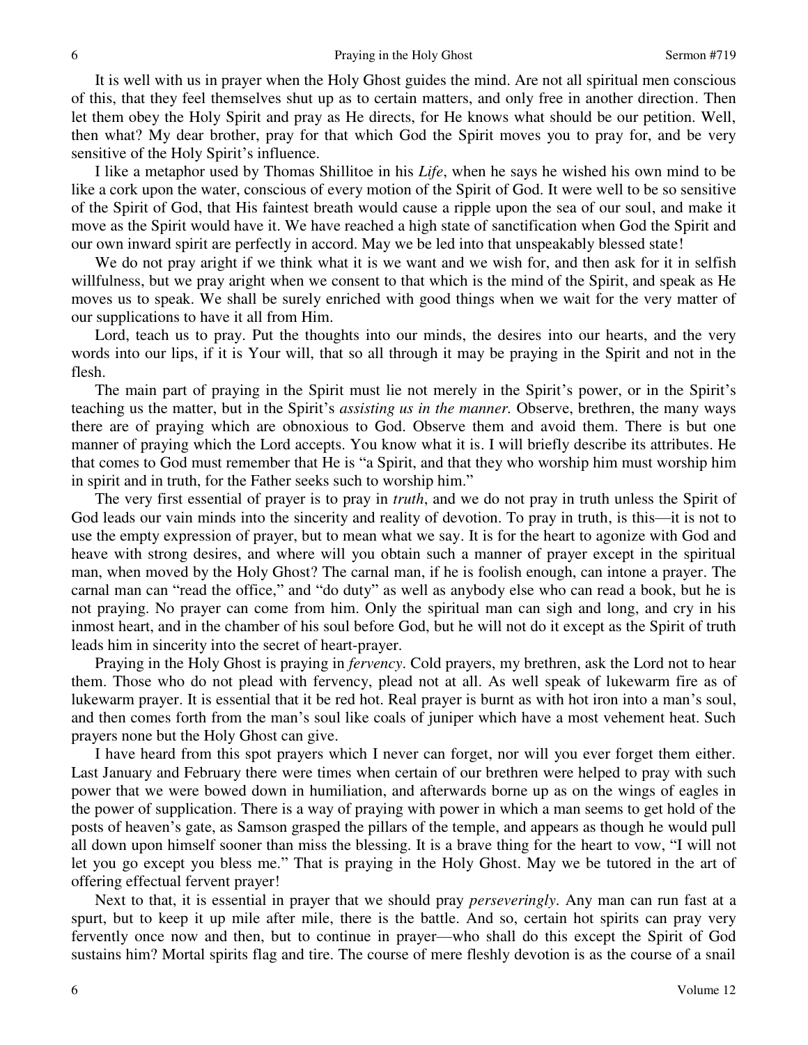It is well with us in prayer when the Holy Ghost guides the mind. Are not all spiritual men conscious of this, that they feel themselves shut up as to certain matters, and only free in another direction. Then let them obey the Holy Spirit and pray as He directs, for He knows what should be our petition. Well, then what? My dear brother, pray for that which God the Spirit moves you to pray for, and be very sensitive of the Holy Spirit's influence.

I like a metaphor used by Thomas Shillitoe in his *Life*, when he says he wished his own mind to be like a cork upon the water, conscious of every motion of the Spirit of God. It were well to be so sensitive of the Spirit of God, that His faintest breath would cause a ripple upon the sea of our soul, and make it move as the Spirit would have it. We have reached a high state of sanctification when God the Spirit and our own inward spirit are perfectly in accord. May we be led into that unspeakably blessed state!

We do not pray aright if we think what it is we want and we wish for, and then ask for it in selfish willfulness, but we pray aright when we consent to that which is the mind of the Spirit, and speak as He moves us to speak. We shall be surely enriched with good things when we wait for the very matter of our supplications to have it all from Him.

Lord, teach us to pray. Put the thoughts into our minds, the desires into our hearts, and the very words into our lips, if it is Your will, that so all through it may be praying in the Spirit and not in the flesh.

The main part of praying in the Spirit must lie not merely in the Spirit's power, or in the Spirit's teaching us the matter, but in the Spirit's *assisting us in the manner.* Observe, brethren, the many ways there are of praying which are obnoxious to God. Observe them and avoid them. There is but one manner of praying which the Lord accepts. You know what it is. I will briefly describe its attributes. He that comes to God must remember that He is "a Spirit, and that they who worship him must worship him in spirit and in truth, for the Father seeks such to worship him."

The very first essential of prayer is to pray in *truth*, and we do not pray in truth unless the Spirit of God leads our vain minds into the sincerity and reality of devotion. To pray in truth, is this—it is not to use the empty expression of prayer, but to mean what we say. It is for the heart to agonize with God and heave with strong desires, and where will you obtain such a manner of prayer except in the spiritual man, when moved by the Holy Ghost? The carnal man, if he is foolish enough, can intone a prayer. The carnal man can "read the office," and "do duty" as well as anybody else who can read a book, but he is not praying. No prayer can come from him. Only the spiritual man can sigh and long, and cry in his inmost heart, and in the chamber of his soul before God, but he will not do it except as the Spirit of truth leads him in sincerity into the secret of heart-prayer.

Praying in the Holy Ghost is praying in *fervency*. Cold prayers, my brethren, ask the Lord not to hear them. Those who do not plead with fervency, plead not at all. As well speak of lukewarm fire as of lukewarm prayer. It is essential that it be red hot. Real prayer is burnt as with hot iron into a man's soul, and then comes forth from the man's soul like coals of juniper which have a most vehement heat. Such prayers none but the Holy Ghost can give.

I have heard from this spot prayers which I never can forget, nor will you ever forget them either. Last January and February there were times when certain of our brethren were helped to pray with such power that we were bowed down in humiliation, and afterwards borne up as on the wings of eagles in the power of supplication. There is a way of praying with power in which a man seems to get hold of the posts of heaven's gate, as Samson grasped the pillars of the temple, and appears as though he would pull all down upon himself sooner than miss the blessing. It is a brave thing for the heart to vow, "I will not let you go except you bless me." That is praying in the Holy Ghost. May we be tutored in the art of offering effectual fervent prayer!

Next to that, it is essential in prayer that we should pray *perseveringly*. Any man can run fast at a spurt, but to keep it up mile after mile, there is the battle. And so, certain hot spirits can pray very fervently once now and then, but to continue in prayer—who shall do this except the Spirit of God sustains him? Mortal spirits flag and tire. The course of mere fleshly devotion is as the course of a snail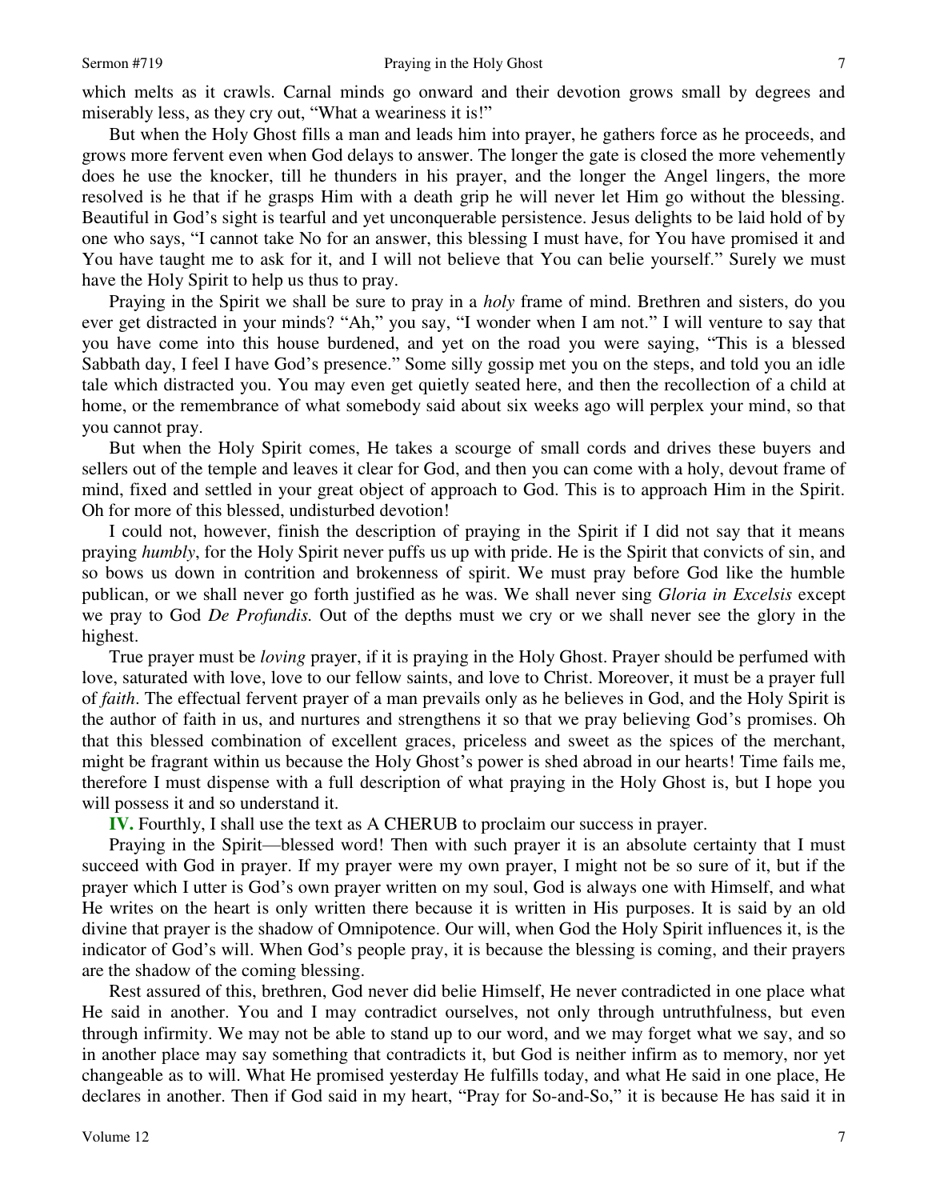which melts as it crawls. Carnal minds go onward and their devotion grows small by degrees and miserably less, as they cry out, "What a weariness it is!"

But when the Holy Ghost fills a man and leads him into prayer, he gathers force as he proceeds, and grows more fervent even when God delays to answer. The longer the gate is closed the more vehemently does he use the knocker, till he thunders in his prayer, and the longer the Angel lingers, the more resolved is he that if he grasps Him with a death grip he will never let Him go without the blessing. Beautiful in God's sight is tearful and yet unconquerable persistence. Jesus delights to be laid hold of by one who says, "I cannot take No for an answer, this blessing I must have, for You have promised it and You have taught me to ask for it, and I will not believe that You can belie yourself." Surely we must have the Holy Spirit to help us thus to pray.

Praying in the Spirit we shall be sure to pray in a *holy* frame of mind. Brethren and sisters, do you ever get distracted in your minds? "Ah," you say, "I wonder when I am not." I will venture to say that you have come into this house burdened, and yet on the road you were saying, "This is a blessed Sabbath day, I feel I have God's presence." Some silly gossip met you on the steps, and told you an idle tale which distracted you. You may even get quietly seated here, and then the recollection of a child at home, or the remembrance of what somebody said about six weeks ago will perplex your mind, so that you cannot pray.

But when the Holy Spirit comes, He takes a scourge of small cords and drives these buyers and sellers out of the temple and leaves it clear for God, and then you can come with a holy, devout frame of mind, fixed and settled in your great object of approach to God. This is to approach Him in the Spirit. Oh for more of this blessed, undisturbed devotion!

I could not, however, finish the description of praying in the Spirit if I did not say that it means praying *humbly*, for the Holy Spirit never puffs us up with pride. He is the Spirit that convicts of sin, and so bows us down in contrition and brokenness of spirit. We must pray before God like the humble publican, or we shall never go forth justified as he was. We shall never sing *Gloria in Excelsis* except we pray to God *De Profundis.* Out of the depths must we cry or we shall never see the glory in the highest.

True prayer must be *loving* prayer, if it is praying in the Holy Ghost. Prayer should be perfumed with love, saturated with love, love to our fellow saints, and love to Christ. Moreover, it must be a prayer full of *faith*. The effectual fervent prayer of a man prevails only as he believes in God, and the Holy Spirit is the author of faith in us, and nurtures and strengthens it so that we pray believing God's promises. Oh that this blessed combination of excellent graces, priceless and sweet as the spices of the merchant, might be fragrant within us because the Holy Ghost's power is shed abroad in our hearts! Time fails me, therefore I must dispense with a full description of what praying in the Holy Ghost is, but I hope you will possess it and so understand it.

**IV.** Fourthly, I shall use the text as A CHERUB to proclaim our success in prayer.

Praying in the Spirit—blessed word! Then with such prayer it is an absolute certainty that I must succeed with God in prayer. If my prayer were my own prayer, I might not be so sure of it, but if the prayer which I utter is God's own prayer written on my soul, God is always one with Himself, and what He writes on the heart is only written there because it is written in His purposes. It is said by an old divine that prayer is the shadow of Omnipotence. Our will, when God the Holy Spirit influences it, is the indicator of God's will. When God's people pray, it is because the blessing is coming, and their prayers are the shadow of the coming blessing.

Rest assured of this, brethren, God never did belie Himself, He never contradicted in one place what He said in another. You and I may contradict ourselves, not only through untruthfulness, but even through infirmity. We may not be able to stand up to our word, and we may forget what we say, and so in another place may say something that contradicts it, but God is neither infirm as to memory, nor yet changeable as to will. What He promised yesterday He fulfills today, and what He said in one place, He declares in another. Then if God said in my heart, "Pray for So-and-So," it is because He has said it in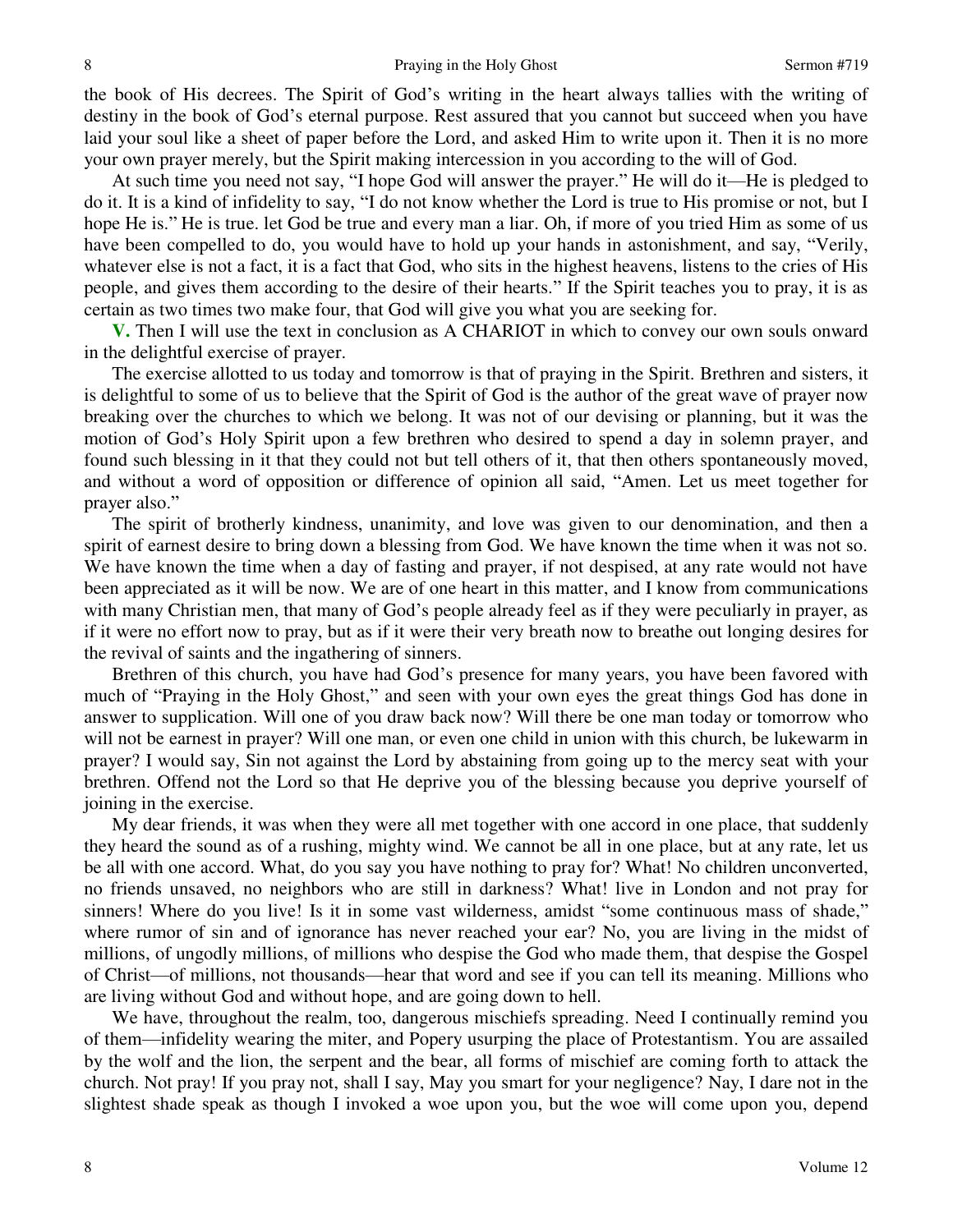the book of His decrees. The Spirit of God's writing in the heart always tallies with the writing of destiny in the book of God's eternal purpose. Rest assured that you cannot but succeed when you have laid your soul like a sheet of paper before the Lord, and asked Him to write upon it. Then it is no more your own prayer merely, but the Spirit making intercession in you according to the will of God.

At such time you need not say, "I hope God will answer the prayer." He will do it—He is pledged to do it. It is a kind of infidelity to say, "I do not know whether the Lord is true to His promise or not, but I hope He is." He is true. let God be true and every man a liar. Oh, if more of you tried Him as some of us have been compelled to do, you would have to hold up your hands in astonishment, and say, "Verily, whatever else is not a fact, it is a fact that God, who sits in the highest heavens, listens to the cries of His people, and gives them according to the desire of their hearts." If the Spirit teaches you to pray, it is as certain as two times two make four, that God will give you what you are seeking for.

**V.** Then I will use the text in conclusion as A CHARIOT in which to convey our own souls onward in the delightful exercise of prayer.

The exercise allotted to us today and tomorrow is that of praying in the Spirit. Brethren and sisters, it is delightful to some of us to believe that the Spirit of God is the author of the great wave of prayer now breaking over the churches to which we belong. It was not of our devising or planning, but it was the motion of God's Holy Spirit upon a few brethren who desired to spend a day in solemn prayer, and found such blessing in it that they could not but tell others of it, that then others spontaneously moved, and without a word of opposition or difference of opinion all said, "Amen. Let us meet together for prayer also."

The spirit of brotherly kindness, unanimity, and love was given to our denomination, and then a spirit of earnest desire to bring down a blessing from God. We have known the time when it was not so. We have known the time when a day of fasting and prayer, if not despised, at any rate would not have been appreciated as it will be now. We are of one heart in this matter, and I know from communications with many Christian men, that many of God's people already feel as if they were peculiarly in prayer, as if it were no effort now to pray, but as if it were their very breath now to breathe out longing desires for the revival of saints and the ingathering of sinners.

Brethren of this church, you have had God's presence for many years, you have been favored with much of "Praying in the Holy Ghost," and seen with your own eyes the great things God has done in answer to supplication. Will one of you draw back now? Will there be one man today or tomorrow who will not be earnest in prayer? Will one man, or even one child in union with this church, be lukewarm in prayer? I would say, Sin not against the Lord by abstaining from going up to the mercy seat with your brethren. Offend not the Lord so that He deprive you of the blessing because you deprive yourself of joining in the exercise.

My dear friends, it was when they were all met together with one accord in one place, that suddenly they heard the sound as of a rushing, mighty wind. We cannot be all in one place, but at any rate, let us be all with one accord. What, do you say you have nothing to pray for? What! No children unconverted, no friends unsaved, no neighbors who are still in darkness? What! live in London and not pray for sinners! Where do you live! Is it in some vast wilderness, amidst "some continuous mass of shade," where rumor of sin and of ignorance has never reached your ear? No, you are living in the midst of millions, of ungodly millions, of millions who despise the God who made them, that despise the Gospel of Christ—of millions, not thousands—hear that word and see if you can tell its meaning. Millions who are living without God and without hope, and are going down to hell.

We have, throughout the realm, too, dangerous mischiefs spreading. Need I continually remind you of them—infidelity wearing the miter, and Popery usurping the place of Protestantism. You are assailed by the wolf and the lion, the serpent and the bear, all forms of mischief are coming forth to attack the church. Not pray! If you pray not, shall I say, May you smart for your negligence? Nay, I dare not in the slightest shade speak as though I invoked a woe upon you, but the woe will come upon you, depend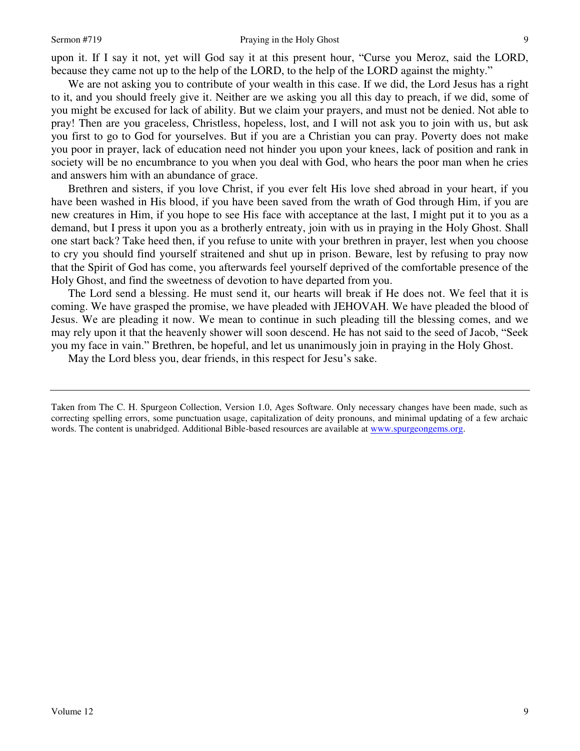upon it. If I say it not, yet will God say it at this present hour, "Curse you Meroz, said the LORD, because they came not up to the help of the LORD, to the help of the LORD against the mighty."

We are not asking you to contribute of your wealth in this case. If we did, the Lord Jesus has a right to it, and you should freely give it. Neither are we asking you all this day to preach, if we did, some of you might be excused for lack of ability. But we claim your prayers, and must not be denied. Not able to pray! Then are you graceless, Christless, hopeless, lost, and I will not ask you to join with us, but ask you first to go to God for yourselves. But if you are a Christian you can pray. Poverty does not make you poor in prayer, lack of education need not hinder you upon your knees, lack of position and rank in society will be no encumbrance to you when you deal with God, who hears the poor man when he cries and answers him with an abundance of grace.

Brethren and sisters, if you love Christ, if you ever felt His love shed abroad in your heart, if you have been washed in His blood, if you have been saved from the wrath of God through Him, if you are new creatures in Him, if you hope to see His face with acceptance at the last, I might put it to you as a demand, but I press it upon you as a brotherly entreaty, join with us in praying in the Holy Ghost. Shall one start back? Take heed then, if you refuse to unite with your brethren in prayer, lest when you choose to cry you should find yourself straitened and shut up in prison. Beware, lest by refusing to pray now that the Spirit of God has come, you afterwards feel yourself deprived of the comfortable presence of the Holy Ghost, and find the sweetness of devotion to have departed from you.

The Lord send a blessing. He must send it, our hearts will break if He does not. We feel that it is coming. We have grasped the promise, we have pleaded with JEHOVAH. We have pleaded the blood of Jesus. We are pleading it now. We mean to continue in such pleading till the blessing comes, and we may rely upon it that the heavenly shower will soon descend. He has not said to the seed of Jacob, "Seek you my face in vain." Brethren, be hopeful, and let us unanimously join in praying in the Holy Ghost.

May the Lord bless you, dear friends, in this respect for Jesu's sake.

---

Taken from The C. H. Spurgeon Collection, Version 1.0, Ages Software. Only necessary changes have been made, such as correcting spelling errors, some punctuation usage, capitalization of deity pronouns, and minimal updating of a few archaic words. The content is unabridged. Additional Bible-based resources are available at www.spurgeongems.org.